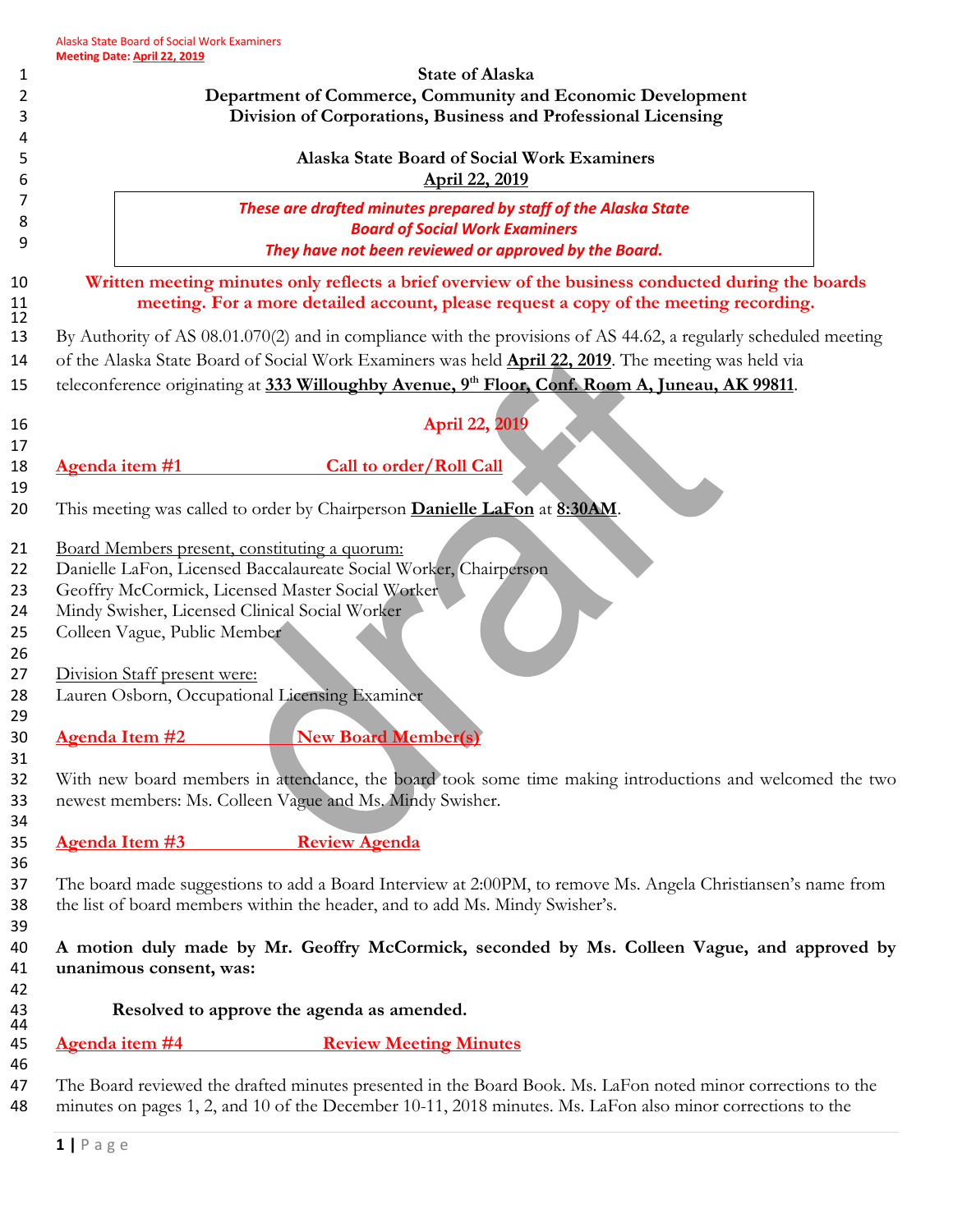State of Alaska
Department of Commerce, Community and Economic Development
Division of Corporations, Business and Professional Licensing

# Alaska State Board of Social Work Examiners

**April 22, 2019**

*These are drafted minutes prepared by staff of the Alaska State Board of Social Work Examiners*
*They have not been reviewed or approved by the Board.*

**Written meeting minutes only reflects a brief overview of the business conducted during the boards meeting. For a more detailed account, please request a copy of the meeting recording.**

By Authority of AS 08.01.070(2) and in compliance with the provisions of AS 44.62, a regularly scheduled meeting of the Alaska State Board of Social Work Examiners was held **April 22, 2019**. The meeting was held via teleconference originating at **333 Willoughby Avenue, 9th Floor, Conf. Room A, Juneau, AK 99811**.

## April 22, 2019

## Agenda item #1 Call to order/Roll Call

This meeting was called to order by Chairperson **Danielle LaFon** at **8:30AM**.

Board Members present, constituting a quorum:
Danielle LaFon, Licensed Baccalaureate Social Worker, Chairperson
Geoffry McCormick, Licensed Master Social Worker
Mindy Swisher, Licensed Clinical Social Worker
Colleen Vague, Public Member

Division Staff present were:
Lauren Osborn, Occupational Licensing Examiner

## Agenda Item #2 New Board Member(s)

With new board members in attendance, the board took some time making introductions and welcomed the two newest members: Ms. Colleen Vague and Ms. Mindy Swisher.

## Agenda Item #3 Review Agenda

The board made suggestions to add a Board Interview at 2:00PM, to remove Ms. Angela Christiansen's name from the list of board members within the header, and to add Ms. Mindy Swisher's.

**A motion duly made by Mr. Geoffry McCormick, seconded by Ms. Colleen Vague, and approved by unanimous consent, was:**

> **Resolved to approve the agenda as amended.**

## Agenda item #4 Review Meeting Minutes

The Board reviewed the drafted minutes presented in the Board Book. Ms. LaFon noted minor corrections to the minutes on pages 1, 2, and 10 of the December 10-11, 2018 minutes. Ms. LaFon also minor corrections to the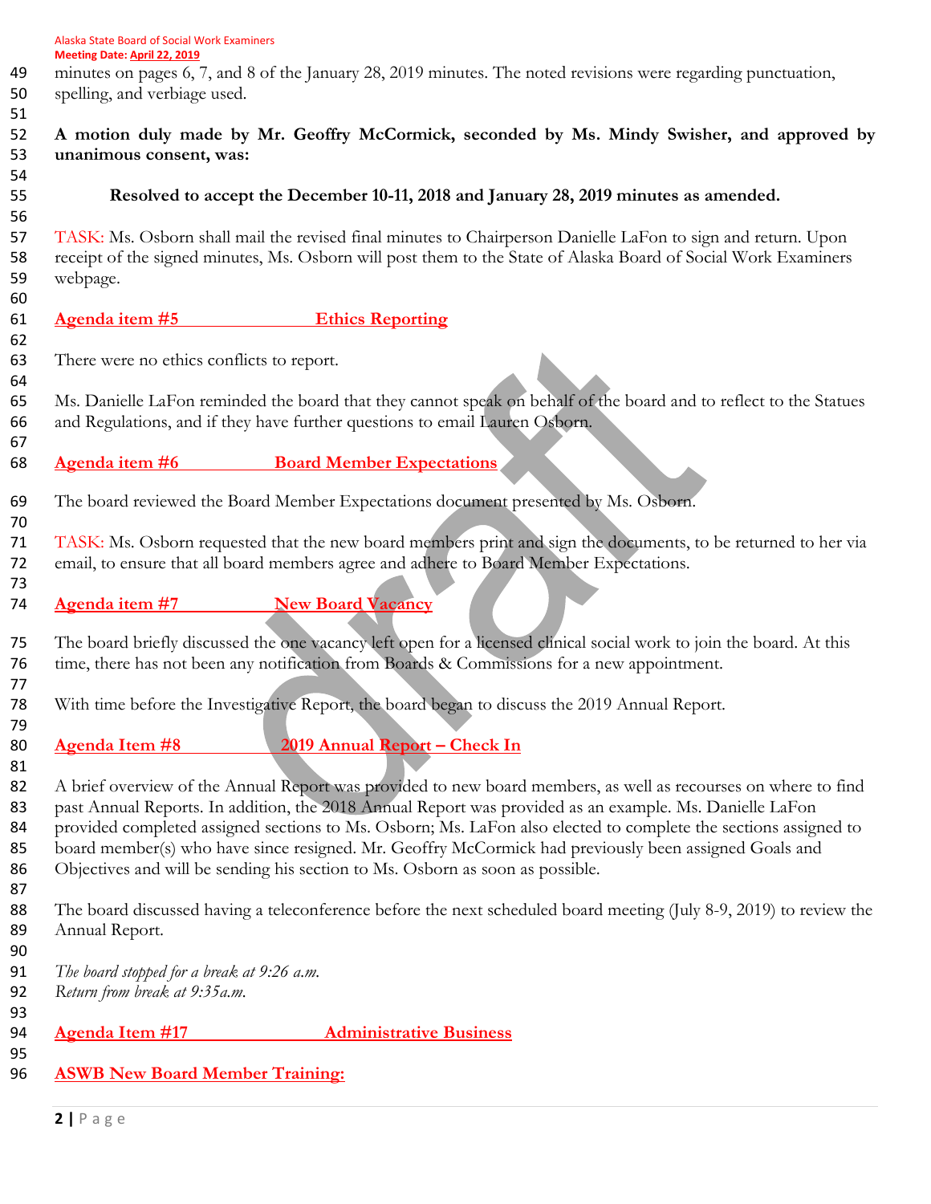minutes on pages 6, 7, and 8 of the January 28, 2019 minutes. The noted revisions were regarding punctuation, spelling, and verbiage used.

**A motion duly made by Mr. Geoffry McCormick, seconded by Ms. Mindy Swisher, and approved by unanimous consent, was:**

**Resolved to accept the December 10-11, 2018 and January 28, 2019 minutes as amended.**

TASK: Ms. Osborn shall mail the revised final minutes to Chairperson Danielle LaFon to sign and return. Upon receipt of the signed minutes, Ms. Osborn will post them to the State of Alaska Board of Social Work Examiners webpage.

## Agenda item #5 Ethics Reporting

There were no ethics conflicts to report.

Ms. Danielle LaFon reminded the board that they cannot speak on behalf of the board and to reflect to the Statues and Regulations, and if they have further questions to email Lauren Osborn.

## Agenda item #6 Board Member Expectations

The board reviewed the Board Member Expectations document presented by Ms. Osborn.

TASK: Ms. Osborn requested that the new board members print and sign the documents, to be returned to her via email, to ensure that all board members agree and adhere to Board Member Expectations.

## Agenda item #7 New Board Vacancy

The board briefly discussed the one vacancy left open for a licensed clinical social work to join the board. At this time, there has not been any notification from Boards & Commissions for a new appointment.

With time before the Investigative Report, the board began to discuss the 2019 Annual Report.

## Agenda Item #8 2019 Annual Report – Check In

A brief overview of the Annual Report was provided to new board members, as well as recourses on where to find past Annual Reports. In addition, the 2018 Annual Report was provided as an example. Ms. Danielle LaFon provided completed assigned sections to Ms. Osborn; Ms. LaFon also elected to complete the sections assigned to board member(s) who have since resigned. Mr. Geoffry McCormick had previously been assigned Goals and Objectives and will be sending his section to Ms. Osborn as soon as possible.

The board discussed having a teleconference before the next scheduled board meeting (July 8-9, 2019) to review the Annual Report.

*The board stopped for a break at 9:26 a.m.*
*Return from break at 9:35a.m.*

## Agenda Item #17 Administrative Business

### ASWB New Board Member Training: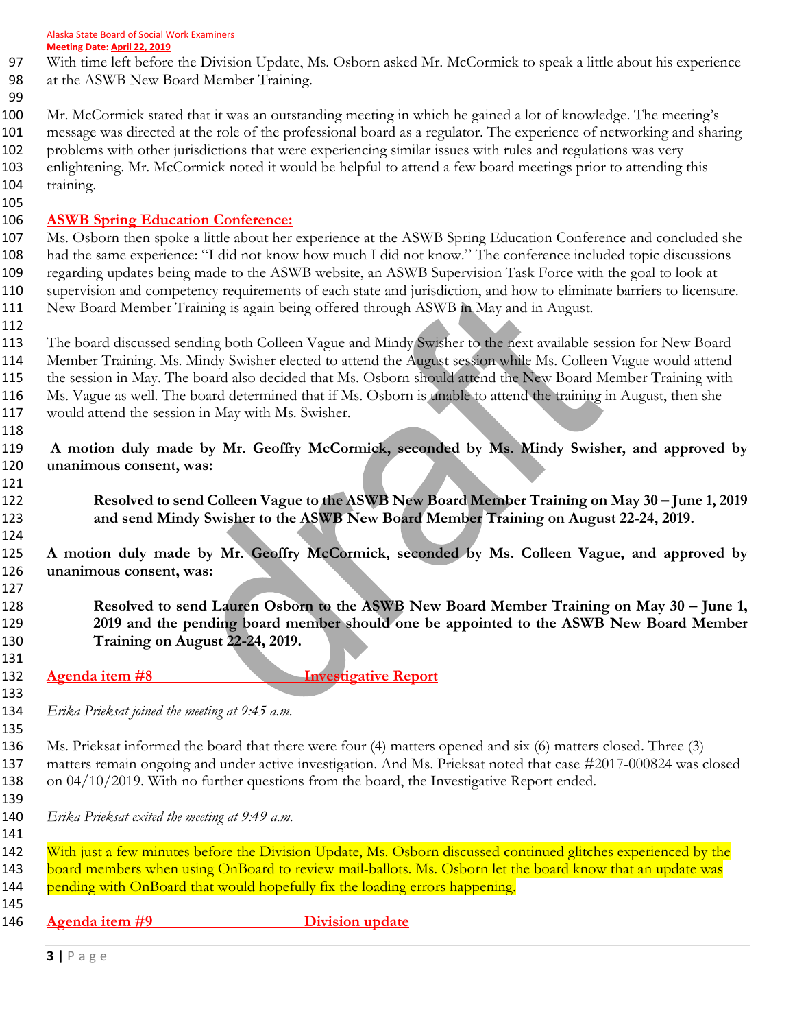With time left before the Division Update, Ms. Osborn asked Mr. McCormick to speak a little about his experience at the ASWB New Board Member Training.

Mr. McCormick stated that it was an outstanding meeting in which he gained a lot of knowledge. The meeting's message was directed at the role of the professional board as a regulator. The experience of networking and sharing problems with other jurisdictions that were experiencing similar issues with rules and regulations was very enlightening. Mr. McCormick noted it would be helpful to attend a few board meetings prior to attending this training.

## ASWB Spring Education Conference:

Ms. Osborn then spoke a little about her experience at the ASWB Spring Education Conference and concluded she had the same experience: "I did not know how much I did not know." The conference included topic discussions regarding updates being made to the ASWB website, an ASWB Supervision Task Force with the goal to look at supervision and competency requirements of each state and jurisdiction, and how to eliminate barriers to licensure. New Board Member Training is again being offered through ASWB in May and in August.

The board discussed sending both Colleen Vague and Mindy Swisher to the next available session for New Board Member Training. Ms. Mindy Swisher elected to attend the August session while Ms. Colleen Vague would attend the session in May. The board also decided that Ms. Osborn should attend the New Board Member Training with Ms. Vague as well. The board determined that if Ms. Osborn is unable to attend the training in August, then she would attend the session in May with Ms. Swisher.

**A motion duly made by Mr. Geoffry McCormick, seconded by Ms. Mindy Swisher, and approved by unanimous consent, was:**

> **Resolved to send Colleen Vague to the ASWB New Board Member Training on May 30 – June 1, 2019 and send Mindy Swisher to the ASWB New Board Member Training on August 22-24, 2019.**

**A motion duly made by Mr. Geoffry McCormick, seconded by Ms. Colleen Vague, and approved by unanimous consent, was:**

> **Resolved to send Lauren Osborn to the ASWB New Board Member Training on May 30 – June 1, 2019 and the pending board member should one be appointed to the ASWB New Board Member Training on August 22-24, 2019.**

## Agenda item #8 Investigative Report

*Erika Prieksat joined the meeting at 9:45 a.m.*

Ms. Prieksat informed the board that there were four (4) matters opened and six (6) matters closed. Three (3) matters remain ongoing and under active investigation. And Ms. Prieksat noted that case #2017-000824 was closed on 04/10/2019. With no further questions from the board, the Investigative Report ended.

*Erika Prieksat exited the meeting at 9:49 a.m.*

With just a few minutes before the Division Update, Ms. Osborn discussed continued glitches experienced by the board members when using OnBoard to review mail-ballots. Ms. Osborn let the board know that an update was pending with OnBoard that would hopefully fix the loading errors happening.

## Agenda item #9 Division update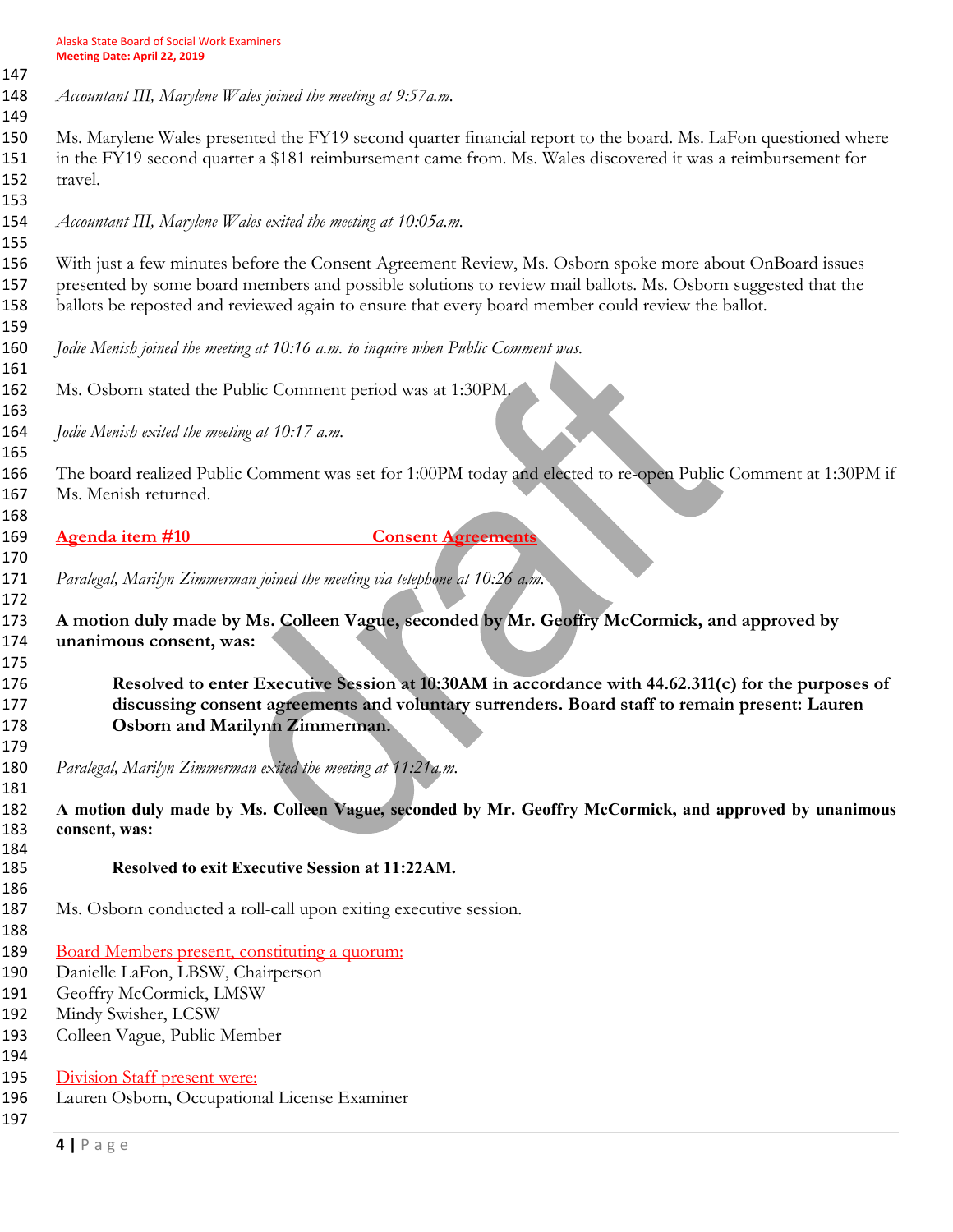*Accountant III, Marylene Wales joined the meeting at 9:57a.m.*

Ms. Marylene Wales presented the FY19 second quarter financial report to the board. Ms. LaFon questioned where in the FY19 second quarter a $181 reimbursement came from. Ms. Wales discovered it was a reimbursement for travel.

*Accountant III, Marylene Wales exited the meeting at 10:05a.m.*

With just a few minutes before the Consent Agreement Review, Ms. Osborn spoke more about OnBoard issues presented by some board members and possible solutions to review mail ballots. Ms. Osborn suggested that the ballots be reposted and reviewed again to ensure that every board member could review the ballot.

*Jodie Menish joined the meeting at 10:16 a.m. to inquire when Public Comment was.*

Ms. Osborn stated the Public Comment period was at 1:30PM.

*Jodie Menish exited the meeting at 10:17 a.m.*

The board realized Public Comment was set for 1:00PM today and elected to re-open Public Comment at 1:30PM if Ms. Menish returned.

## Agenda item #10 Consent Agreements

*Paralegal, Marilyn Zimmerman joined the meeting via telephone at 10:26 a.m.*

**A motion duly made by Ms. Colleen Vague, seconded by Mr. Geoffry McCormick, and approved by unanimous consent, was:**

> **Resolved to enter Executive Session at 10:30AM in accordance with 44.62.311(c) for the purposes of discussing consent agreements and voluntary surrenders. Board staff to remain present: Lauren Osborn and Marilynn Zimmerman.**

*Paralegal, Marilyn Zimmerman exited the meeting at 11:21a.m.*

**A motion duly made by Ms. Colleen Vague, seconded by Mr. Geoffry McCormick, and approved by unanimous consent, was:**

> **Resolved to exit Executive Session at 11:22AM.**

Ms. Osborn conducted a roll-call upon exiting executive session.

Board Members present, constituting a quorum:
Danielle LaFon, LBSW, Chairperson
Geoffry McCormick, LMSW
Mindy Swisher, LCSW
Colleen Vague, Public Member

Division Staff present were:
Lauren Osborn, Occupational License Examiner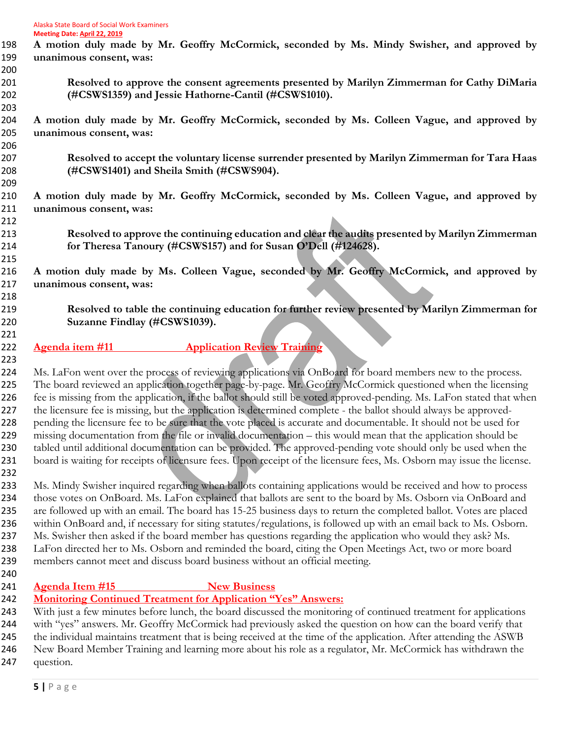**A motion duly made by Mr. Geoffry McCormick, seconded by Ms. Mindy Swisher, and approved by unanimous consent, was:**

> **Resolved to approve the consent agreements presented by Marilyn Zimmerman for Cathy DiMaria (#CSWS1359) and Jessie Hathorne-Cantil (#CSWS1010).**

**A motion duly made by Mr. Geoffry McCormick, seconded by Ms. Colleen Vague, and approved by unanimous consent, was:**

> **Resolved to accept the voluntary license surrender presented by Marilyn Zimmerman for Tara Haas (#CSWS1401) and Sheila Smith (#CSWS904).**

**A motion duly made by Mr. Geoffry McCormick, seconded by Ms. Colleen Vague, and approved by unanimous consent, was:**

> **Resolved to approve the continuing education and clear the audits presented by Marilyn Zimmerman for Theresa Tanoury (#CSWS157) and for Susan O'Dell (#124628).**

**A motion duly made by Ms. Colleen Vague, seconded by Mr. Geoffry McCormick, and approved by unanimous consent, was:**

> **Resolved to table the continuing education for further review presented by Marilyn Zimmerman for Suzanne Findlay (#CSWS1039).**

## Agenda item #11 Application Review Training

Ms. LaFon went over the process of reviewing applications via OnBoard for board members new to the process. The board reviewed an application together page-by-page. Mr. Geoffry McCormick questioned when the licensing fee is missing from the application, if the ballot should still be voted approved-pending. Ms. LaFon stated that when the licensure fee is missing, but the application is determined complete - the ballot should always be approved-pending the licensure fee to be sure that the vote placed is accurate and documentable. It should not be used for missing documentation from the file or invalid documentation – this would mean that the application should be tabled until additional documentation can be provided. The approved-pending vote should only be used when the board is waiting for receipts of licensure fees. Upon receipt of the licensure fees, Ms. Osborn may issue the license.

Ms. Mindy Swisher inquired regarding when ballots containing applications would be received and how to process those votes on OnBoard. Ms. LaFon explained that ballots are sent to the board by Ms. Osborn via OnBoard and are followed up with an email. The board has 15-25 business days to return the completed ballot. Votes are placed within OnBoard and, if necessary for siting statutes/regulations, is followed up with an email back to Ms. Osborn. Ms. Swisher then asked if the board member has questions regarding the application who would they ask? Ms. LaFon directed her to Ms. Osborn and reminded the board, citing the Open Meetings Act, two or more board members cannot meet and discuss board business without an official meeting.

## Agenda Item #15 New Business

### Monitoring Continued Treatment for Application "Yes" Answers:

With just a few minutes before lunch, the board discussed the monitoring of continued treatment for applications with "yes" answers. Mr. Geoffry McCormick had previously asked the question on how can the board verify that the individual maintains treatment that is being received at the time of the application. After attending the ASWB New Board Member Training and learning more about his role as a regulator, Mr. McCormick has withdrawn the question.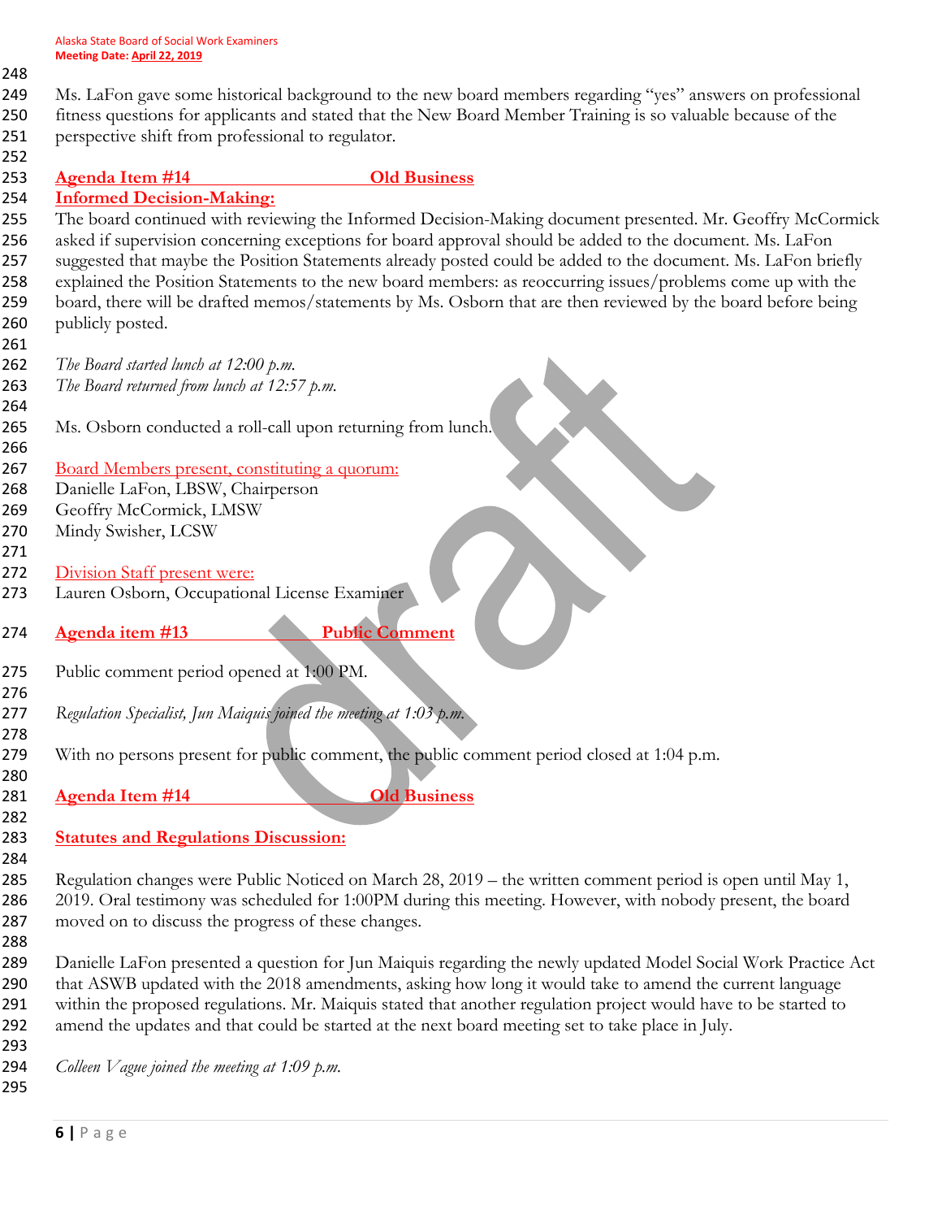Ms. LaFon gave some historical background to the new board members regarding "yes" answers on professional fitness questions for applicants and stated that the New Board Member Training is so valuable because of the perspective shift from professional to regulator.

## Agenda Item #14 Old Business

### Informed Decision-Making:

The board continued with reviewing the Informed Decision-Making document presented. Mr. Geoffry McCormick asked if supervision concerning exceptions for board approval should be added to the document. Ms. LaFon suggested that maybe the Position Statements already posted could be added to the document. Ms. LaFon briefly explained the Position Statements to the new board members: as reoccurring issues/problems come up with the board, there will be drafted memos/statements by Ms. Osborn that are then reviewed by the board before being publicly posted.

*The Board started lunch at 12:00 p.m.*
*The Board returned from lunch at 12:57 p.m.*

Ms. Osborn conducted a roll-call upon returning from lunch.

Board Members present, constituting a quorum:
Danielle LaFon, LBSW, Chairperson
Geoffry McCormick, LMSW
Mindy Swisher, LCSW

Division Staff present were:
Lauren Osborn, Occupational License Examiner

## Agenda item #13 Public Comment

Public comment period opened at 1:00 PM.

*Regulation Specialist, Jun Maiquis joined the meeting at 1:03 p.m.*

With no persons present for public comment, the public comment period closed at 1:04 p.m.

## Agenda Item #14 Old Business

### Statutes and Regulations Discussion:

Regulation changes were Public Noticed on March 28, 2019 – the written comment period is open until May 1, 2019. Oral testimony was scheduled for 1:00PM during this meeting. However, with nobody present, the board moved on to discuss the progress of these changes.

Danielle LaFon presented a question for Jun Maiquis regarding the newly updated Model Social Work Practice Act that ASWB updated with the 2018 amendments, asking how long it would take to amend the current language within the proposed regulations. Mr. Maiquis stated that another regulation project would have to be started to amend the updates and that could be started at the next board meeting set to take place in July.

*Colleen Vague joined the meeting at 1:09 p.m.*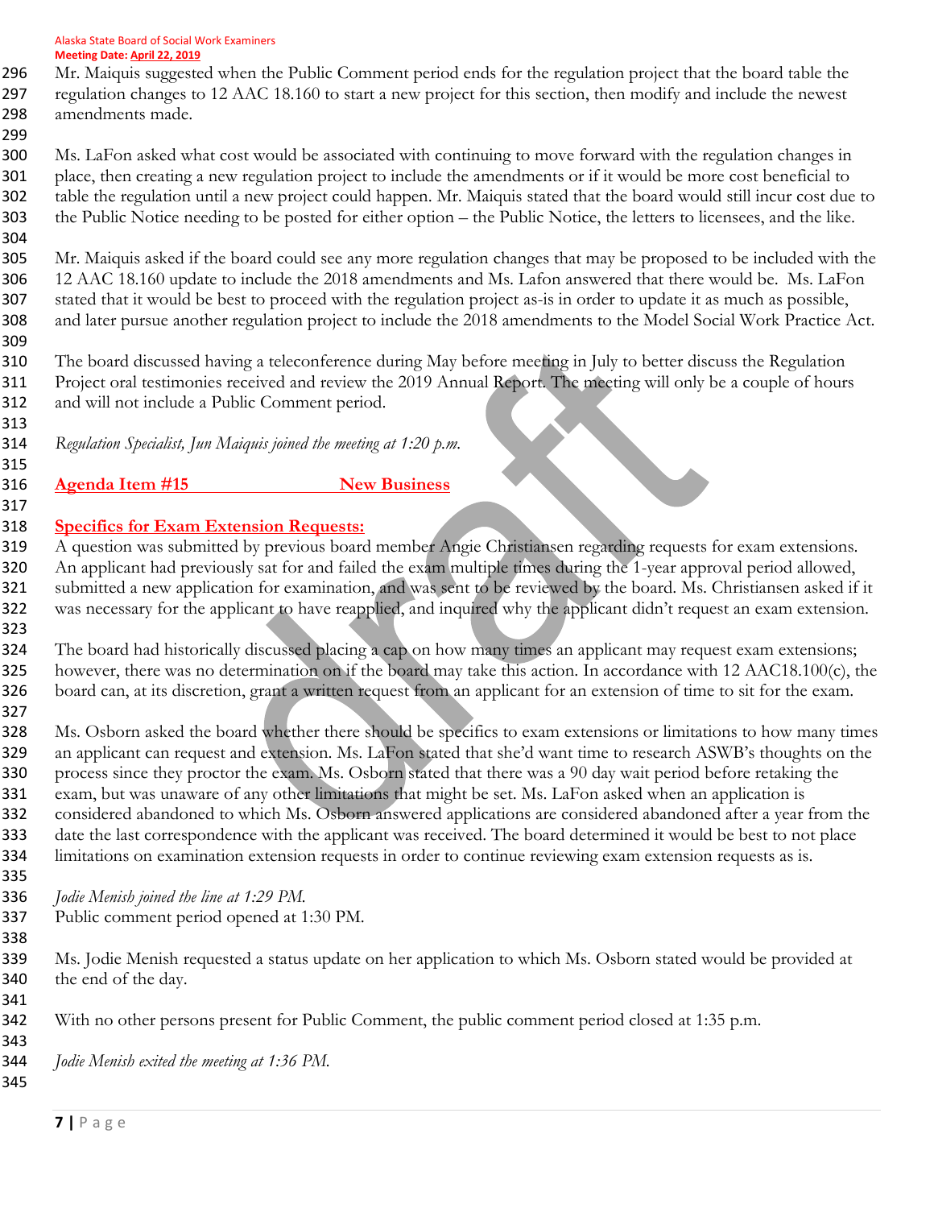Mr. Maiquis suggested when the Public Comment period ends for the regulation project that the board table the regulation changes to 12 AAC 18.160 to start a new project for this section, then modify and include the newest amendments made.

Ms. LaFon asked what cost would be associated with continuing to move forward with the regulation changes in place, then creating a new regulation project to include the amendments or if it would be more cost beneficial to table the regulation until a new project could happen. Mr. Maiquis stated that the board would still incur cost due to the Public Notice needing to be posted for either option – the Public Notice, the letters to licensees, and the like.

Mr. Maiquis asked if the board could see any more regulation changes that may be proposed to be included with the 12 AAC 18.160 update to include the 2018 amendments and Ms. Lafon answered that there would be. Ms. LaFon stated that it would be best to proceed with the regulation project as-is in order to update it as much as possible, and later pursue another regulation project to include the 2018 amendments to the Model Social Work Practice Act.

The board discussed having a teleconference during May before meeting in July to better discuss the Regulation Project oral testimonies received and review the 2019 Annual Report. The meeting will only be a couple of hours and will not include a Public Comment period.

*Regulation Specialist, Jun Maiquis joined the meeting at 1:20 p.m.*

## Agenda Item #15 New Business

### Specifics for Exam Extension Requests:

A question was submitted by previous board member Angie Christiansen regarding requests for exam extensions. An applicant had previously sat for and failed the exam multiple times during the 1-year approval period allowed, submitted a new application for examination, and was sent to be reviewed by the board. Ms. Christiansen asked if it was necessary for the applicant to have reapplied, and inquired why the applicant didn't request an exam extension.

The board had historically discussed placing a cap on how many times an applicant may request exam extensions; however, there was no determination on if the board may take this action. In accordance with 12 AAC18.100(c), the board can, at its discretion, grant a written request from an applicant for an extension of time to sit for the exam.

Ms. Osborn asked the board whether there should be specifics to exam extensions or limitations to how many times an applicant can request and extension. Ms. LaFon stated that she'd want time to research ASWB's thoughts on the process since they proctor the exam. Ms. Osborn stated that there was a 90 day wait period before retaking the exam, but was unaware of any other limitations that might be set. Ms. LaFon asked when an application is considered abandoned to which Ms. Osborn answered applications are considered abandoned after a year from the date the last correspondence with the applicant was received. The board determined it would be best to not place limitations on examination extension requests in order to continue reviewing exam extension requests as is.

*Jodie Menish joined the line at 1:29 PM.*

Public comment period opened at 1:30 PM.

Ms. Jodie Menish requested a status update on her application to which Ms. Osborn stated would be provided at the end of the day.

With no other persons present for Public Comment, the public comment period closed at 1:35 p.m.

*Jodie Menish exited the meeting at 1:36 PM.*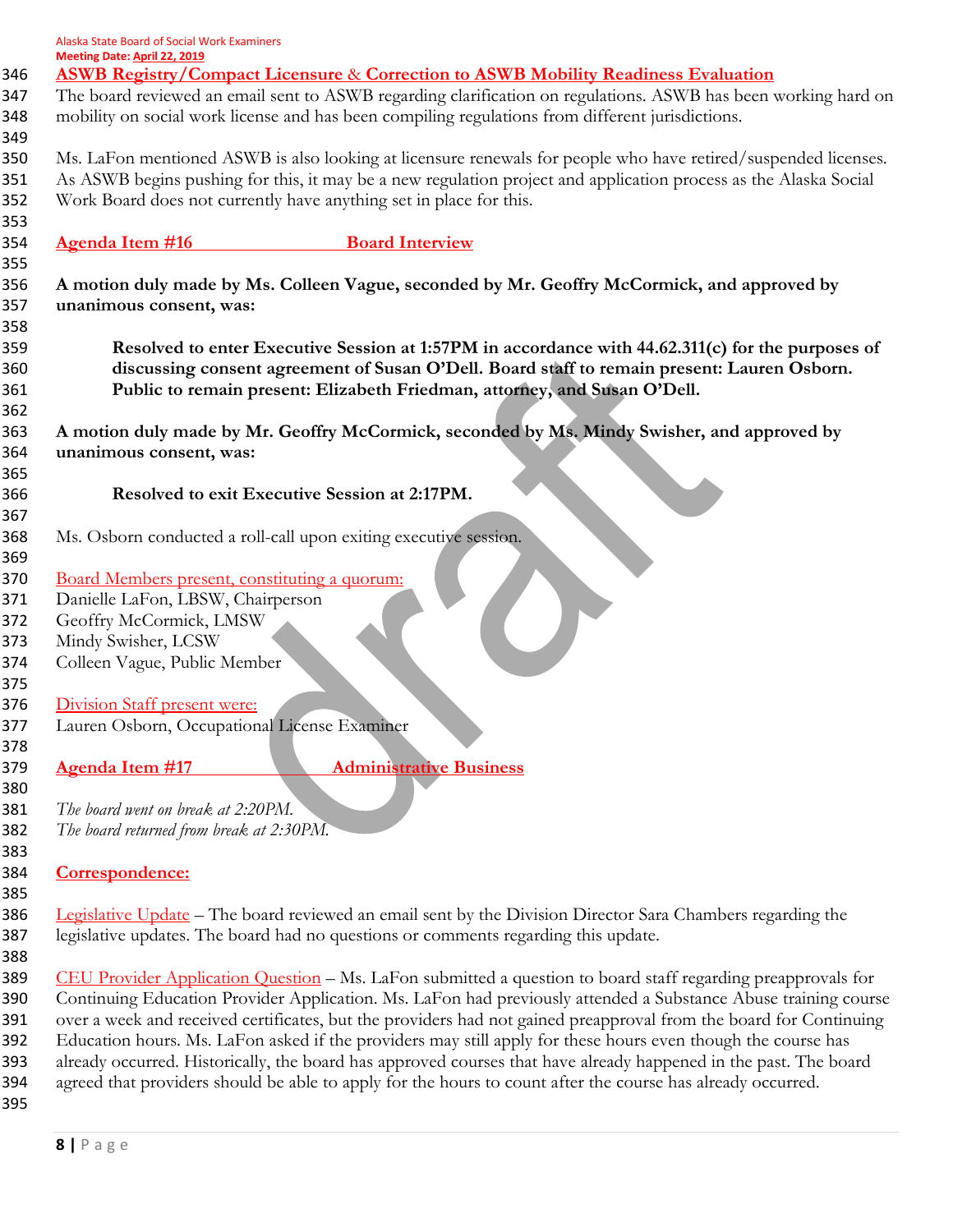**ASWB Registry/Compact Licensure & Correction to ASWB Mobility Readiness Evaluation**

The board reviewed an email sent to ASWB regarding clarification on regulations. ASWB has been working hard on mobility on social work license and has been compiling regulations from different jurisdictions.

Ms. LaFon mentioned ASWB is also looking at licensure renewals for people who have retired/suspended licenses. As ASWB begins pushing for this, it may be a new regulation project and application process as the Alaska Social Work Board does not currently have anything set in place for this.

## Agenda Item #16 Board Interview

**A motion duly made by Ms. Colleen Vague, seconded by Mr. Geoffry McCormick, and approved by unanimous consent, was:**

> **Resolved to enter Executive Session at 1:57PM in accordance with 44.62.311(c) for the purposes of discussing consent agreement of Susan O'Dell. Board staff to remain present: Lauren Osborn. Public to remain present: Elizabeth Friedman, attorney, and Susan O'Dell.**

**A motion duly made by Mr. Geoffry McCormick, seconded by Ms. Mindy Swisher, and approved by unanimous consent, was:**

> **Resolved to exit Executive Session at 2:17PM.**

Ms. Osborn conducted a roll-call upon exiting executive session.

Board Members present, constituting a quorum:
Danielle LaFon, LBSW, Chairperson
Geoffry McCormick, LMSW
Mindy Swisher, LCSW
Colleen Vague, Public Member

Division Staff present were:
Lauren Osborn, Occupational License Examiner

## Agenda Item #17 Administrative Business

*The board went on break at 2:20PM.*
*The board returned from break at 2:30PM.*

**Correspondence:**

Legislative Update – The board reviewed an email sent by the Division Director Sara Chambers regarding the legislative updates. The board had no questions or comments regarding this update.

CEU Provider Application Question – Ms. LaFon submitted a question to board staff regarding preapprovals for Continuing Education Provider Application. Ms. LaFon had previously attended a Substance Abuse training course over a week and received certificates, but the providers had not gained preapproval from the board for Continuing Education hours. Ms. LaFon asked if the providers may still apply for these hours even though the course has already occurred. Historically, the board has approved courses that have already happened in the past. The board agreed that providers should be able to apply for the hours to count after the course has already occurred.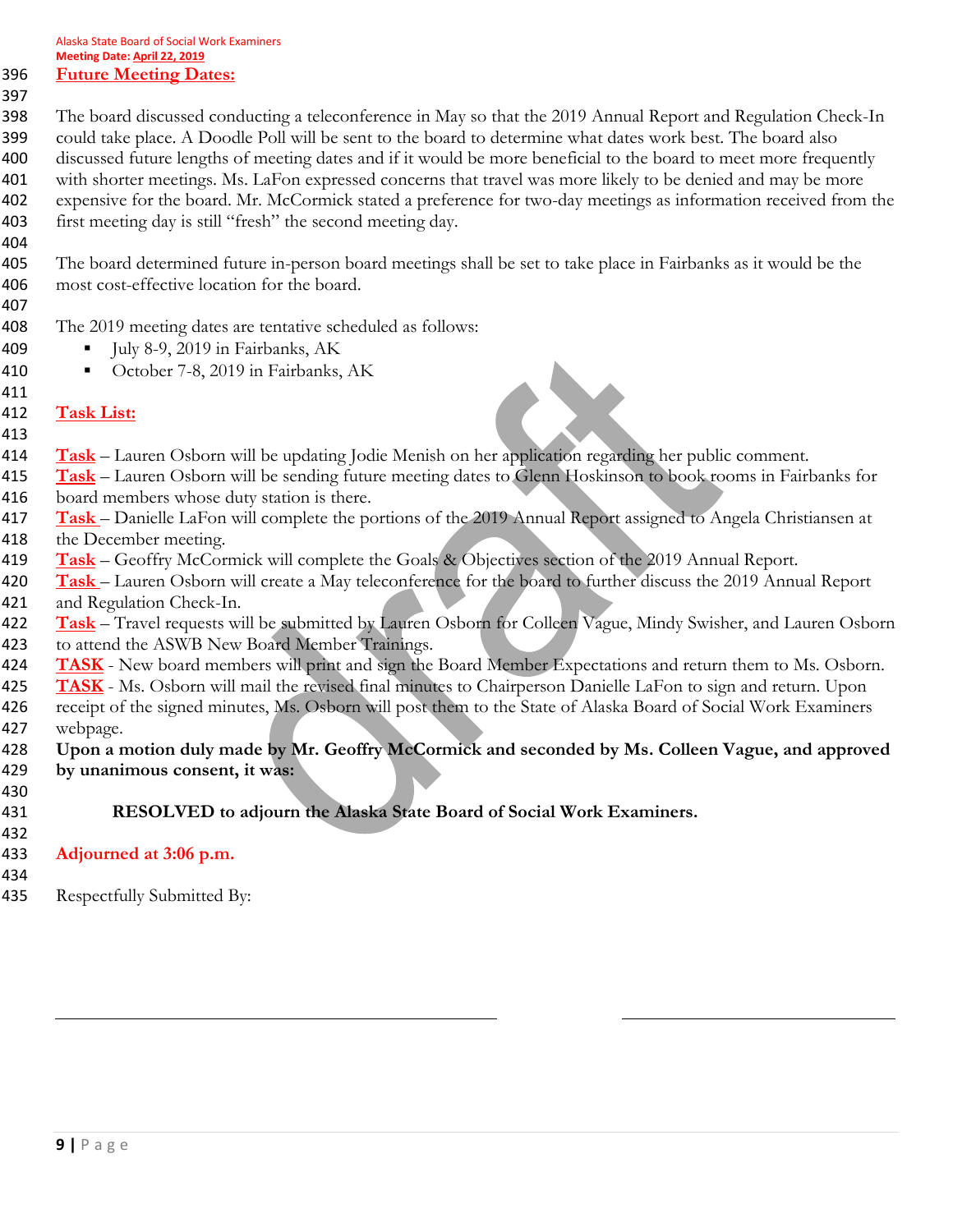## Future Meeting Dates:

The board discussed conducting a teleconference in May so that the 2019 Annual Report and Regulation Check-In could take place. A Doodle Poll will be sent to the board to determine what dates work best. The board also discussed future lengths of meeting dates and if it would be more beneficial to the board to meet more frequently with shorter meetings. Ms. LaFon expressed concerns that travel was more likely to be denied and may be more expensive for the board. Mr. McCormick stated a preference for two-day meetings as information received from the first meeting day is still "fresh" the second meeting day.

The board determined future in-person board meetings shall be set to take place in Fairbanks as it would be the most cost-effective location for the board.

The 2019 meeting dates are tentative scheduled as follows:

- July 8-9, 2019 in Fairbanks, AK
- October 7-8, 2019 in Fairbanks, AK

## Task List:

**Task** – Lauren Osborn will be updating Jodie Menish on her application regarding her public comment.
**Task** – Lauren Osborn will be sending future meeting dates to Glenn Hoskinson to book rooms in Fairbanks for board members whose duty station is there.
**Task** – Danielle LaFon will complete the portions of the 2019 Annual Report assigned to Angela Christiansen at the December meeting.
**Task** – Geoffry McCormick will complete the Goals & Objectives section of the 2019 Annual Report.
**Task** – Lauren Osborn will create a May teleconference for the board to further discuss the 2019 Annual Report and Regulation Check-In.
**Task** – Travel requests will be submitted by Lauren Osborn for Colleen Vague, Mindy Swisher, and Lauren Osborn to attend the ASWB New Board Member Trainings.
**TASK** - New board members will print and sign the Board Member Expectations and return them to Ms. Osborn.
**TASK** - Ms. Osborn will mail the revised final minutes to Chairperson Danielle LaFon to sign and return. Upon receipt of the signed minutes, Ms. Osborn will post them to the State of Alaska Board of Social Work Examiners webpage.

**Upon a motion duly made by Mr. Geoffry McCormick and seconded by Ms. Colleen Vague, and approved by unanimous consent, it was:**

**RESOLVED to adjourn the Alaska State Board of Social Work Examiners.**

**Adjourned at 3:06 p.m.**

Respectfully Submitted By:

\_\_\_\_\_\_\_\_\_\_\_\_\_\_\_\_\_\_\_\_\_\_\_\_\_\_\_\_\_\_\_\_\_\_\_\_ \_\_\_\_\_\_\_\_\_\_\_\_\_\_\_\_\_\_\_\_\_\_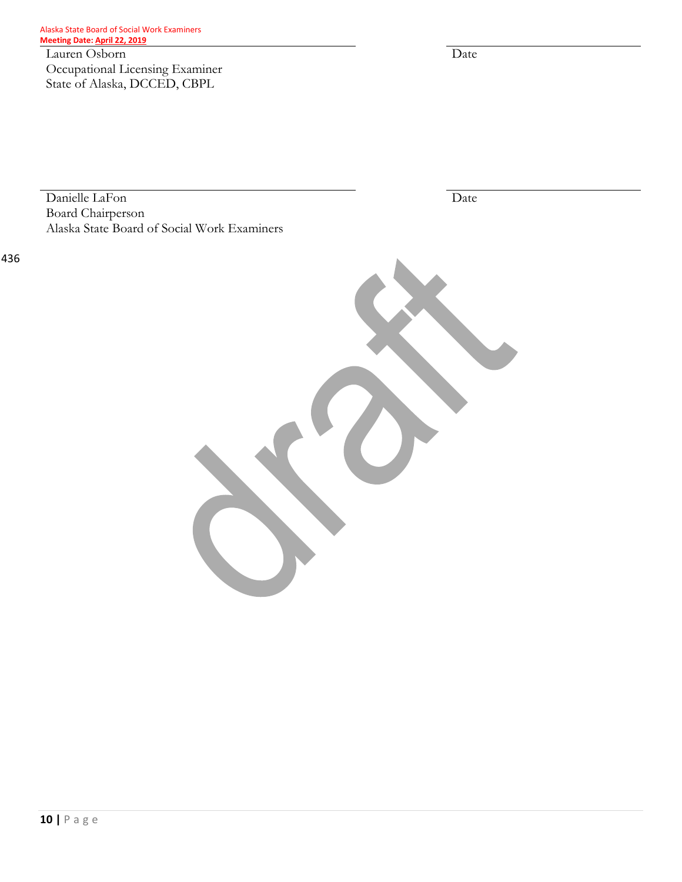Lauren Osborn
Occupational Licensing Examiner
State of Alaska, DCCED, CBPL

Date

Danielle LaFon
Board Chairperson
Alaska State Board of Social Work Examiners

Date

436